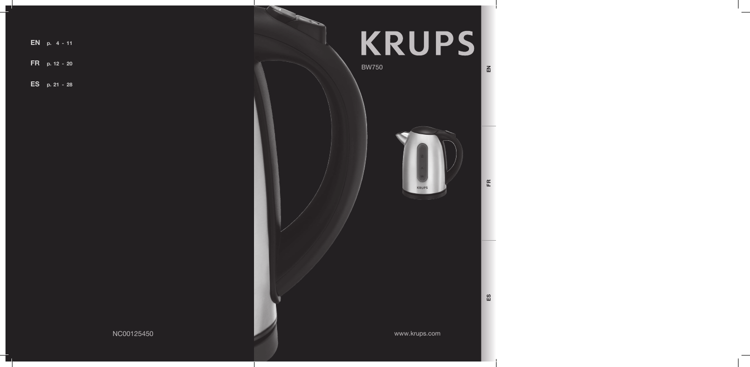**EN** p. 4 - 11

**FR** p. 12 - 20

**ES** p. 21 - 28

NC00125450

# KRUPS

BW750

www.krups.com

EN

FR

ES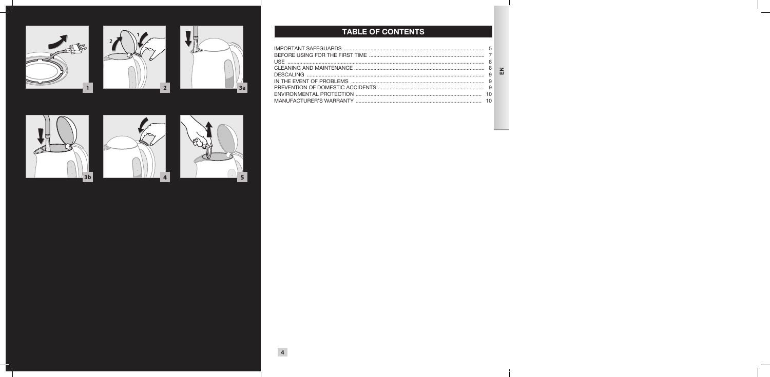## TABLE OF CONTENTS

| | |
|---|---|
| IMPORTANT SAFEGUARDS | 5 |
| BEFORE USING FOR THE FIRST TIME | 7 |
| USE | 8 |
| CLEANING AND MAINTENANCE | 8 |
| DESCALING | 9 |
| IN THE EVENT OF PROBLEMS | 9 |
| PREVENTION OF DOMESTIC ACCIDENTS | 9 |
| ENVIRONMENTAL PROTECTION | 10 |
| MANUFACTURER'S WARRANTY | 10 |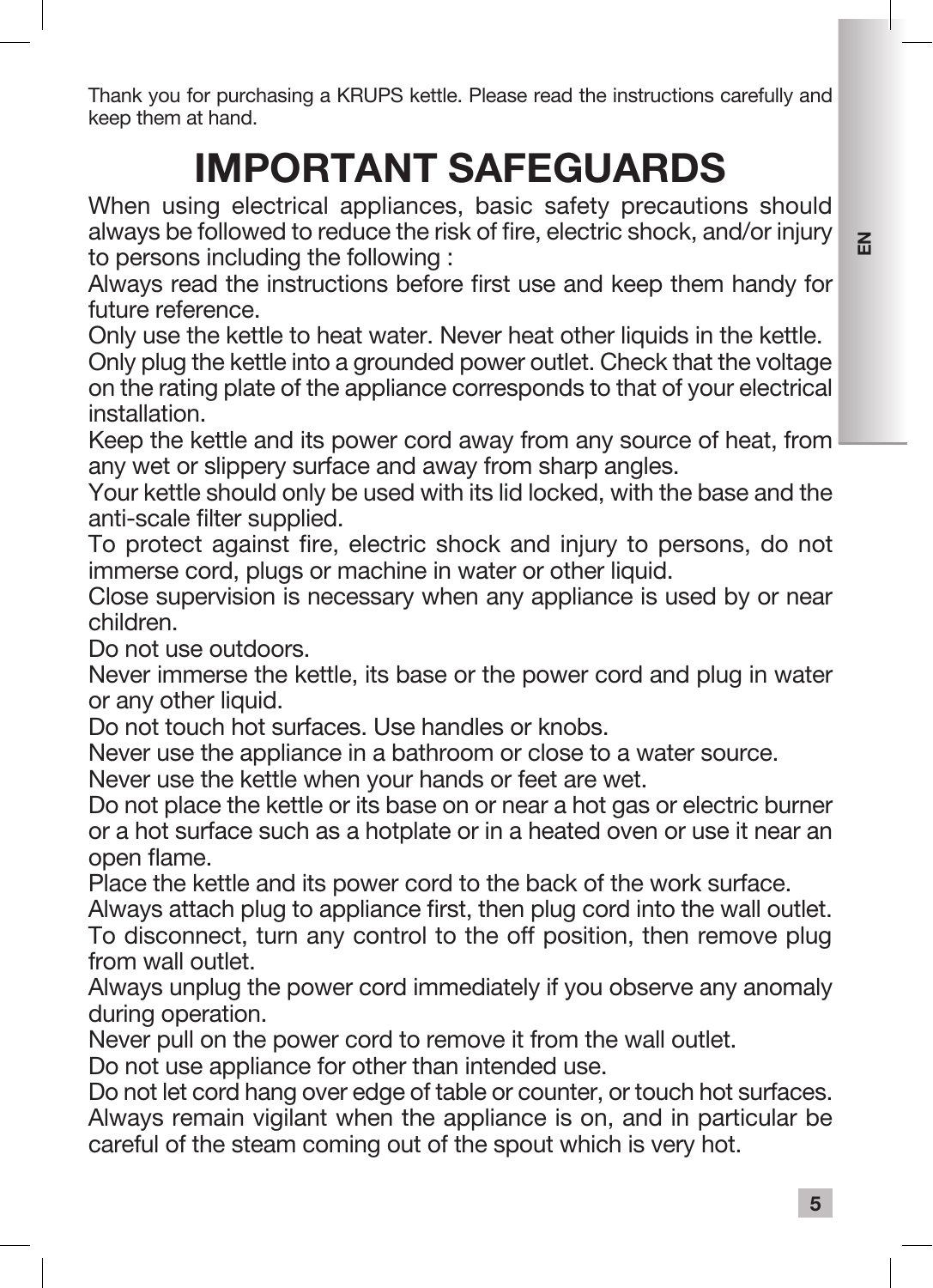Thank you for purchasing a KRUPS kettle. Please read the instructions carefully and keep them at hand.

# IMPORTANT SAFEGUARDS

When using electrical appliances, basic safety precautions should always be followed to reduce the risk of fire, electric shock, and/or injury to persons including the following :

Always read the instructions before first use and keep them handy for future reference.

Only use the kettle to heat water. Never heat other liquids in the kettle.

Only plug the kettle into a grounded power outlet. Check that the voltage on the rating plate of the appliance corresponds to that of your electrical installation.

Keep the kettle and its power cord away from any source of heat, from any wet or slippery surface and away from sharp angles.

Your kettle should only be used with its lid locked, with the base and the anti-scale filter supplied.

To protect against fire, electric shock and injury to persons, do not immerse cord, plugs or machine in water or other liquid.

Close supervision is necessary when any appliance is used by or near children.

Do not use outdoors.

Never immerse the kettle, its base or the power cord and plug in water or any other liquid.

Do not touch hot surfaces. Use handles or knobs.

Never use the appliance in a bathroom or close to a water source.

Never use the kettle when your hands or feet are wet.

Do not place the kettle or its base on or near a hot gas or electric burner or a hot surface such as a hotplate or in a heated oven or use it near an open flame.

Place the kettle and its power cord to the back of the work surface.

Always attach plug to appliance first, then plug cord into the wall outlet.

To disconnect, turn any control to the off position, then remove plug from wall outlet.

Always unplug the power cord immediately if you observe any anomaly during operation.

Never pull on the power cord to remove it from the wall outlet.

Do not use appliance for other than intended use.

Do not let cord hang over edge of table or counter, or touch hot surfaces.

Always remain vigilant when the appliance is on, and in particular be careful of the steam coming out of the spout which is very hot.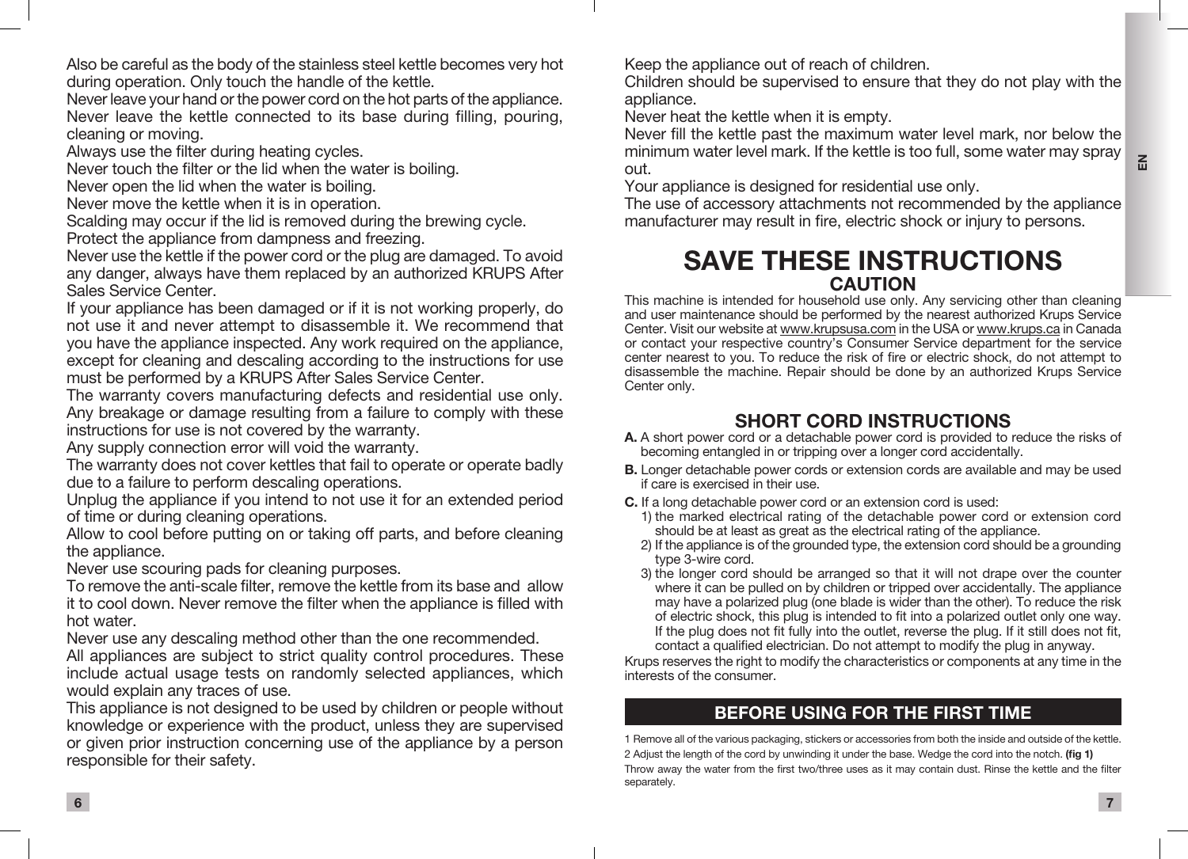Also be careful as the body of the stainless steel kettle becomes very hot during operation. Only touch the handle of the kettle.
Never leave your hand or the power cord on the hot parts of the appliance.
Never leave the kettle connected to its base during filling, pouring, cleaning or moving.
Always use the filter during heating cycles.
Never touch the filter or the lid when the water is boiling.
Never open the lid when the water is boiling.
Never move the kettle when it is in operation.
Scalding may occur if the lid is removed during the brewing cycle.
Protect the appliance from dampness and freezing.
Never use the kettle if the power cord or the plug are damaged. To avoid any danger, always have them replaced by an authorized KRUPS After Sales Service Center.
If your appliance has been damaged or if it is not working properly, do not use it and never attempt to disassemble it. We recommend that you have the appliance inspected. Any work required on the appliance, except for cleaning and descaling according to the instructions for use must be performed by a KRUPS After Sales Service Center.
The warranty covers manufacturing defects and residential use only. Any breakage or damage resulting from a failure to comply with these instructions for use is not covered by the warranty.
Any supply connection error will void the warranty.
The warranty does not cover kettles that fail to operate or operate badly due to a failure to perform descaling operations.
Unplug the appliance if you intend to not use it for an extended period of time or during cleaning operations.
Allow to cool before putting on or taking off parts, and before cleaning the appliance.
Never use scouring pads for cleaning purposes.
To remove the anti-scale filter, remove the kettle from its base and allow it to cool down. Never remove the filter when the appliance is filled with hot water.
Never use any descaling method other than the one recommended.
All appliances are subject to strict quality control procedures. These include actual usage tests on randomly selected appliances, which would explain any traces of use.
This appliance is not designed to be used by children or people without knowledge or experience with the product, unless they are supervised or given prior instruction concerning use of the appliance by a person responsible for their safety.

Keep the appliance out of reach of children.
Children should be supervised to ensure that they do not play with the appliance.
Never heat the kettle when it is empty.
Never fill the kettle past the maximum water level mark, nor below the minimum water level mark. If the kettle is too full, some water may spray out.
Your appliance is designed for residential use only.
The use of accessory attachments not recommended by the appliance manufacturer may result in fire, electric shock or injury to persons.

# SAVE THESE INSTRUCTIONS

## CAUTION

This machine is intended for household use only. Any servicing other than cleaning and user maintenance should be performed by the nearest authorized Krups Service Center. Visit our website at www.krupsusa.com in the USA or www.krups.ca in Canada or contact your respective country's Consumer Service department for the service center nearest to you. To reduce the risk of fire or electric shock, do not attempt to disassemble the machine. Repair should be done by an authorized Krups Service Center only.

## SHORT CORD INSTRUCTIONS

**A.** A short power cord or a detachable power cord is provided to reduce the risks of becoming entangled in or tripping over a longer cord accidentally.

**B.** Longer detachable power cords or extension cords are available and may be used if care is exercised in their use.

**C.** If a long detachable power cord or an extension cord is used:
1) the marked electrical rating of the detachable power cord or extension cord should be at least as great as the electrical rating of the appliance.
2) If the appliance is of the grounded type, the extension cord should be a grounding type 3-wire cord.
3) the longer cord should be arranged so that it will not drape over the counter where it can be pulled on by children or tripped over accidentally. The appliance may have a polarized plug (one blade is wider than the other). To reduce the risk of electric shock, this plug is intended to fit into a polarized outlet only one way. If the plug does not fit fully into the outlet, reverse the plug. If it still does not fit, contact a qualified electrician. Do not attempt to modify the plug in anyway.

Krups reserves the right to modify the characteristics or components at any time in the interests of the consumer.

## BEFORE USING FOR THE FIRST TIME

1 Remove all of the various packaging, stickers or accessories from both the inside and outside of the kettle.
2 Adjust the length of the cord by unwinding it under the base. Wedge the cord into the notch. **(fig 1)**
Throw away the water from the first two/three uses as it may contain dust. Rinse the kettle and the filter separately.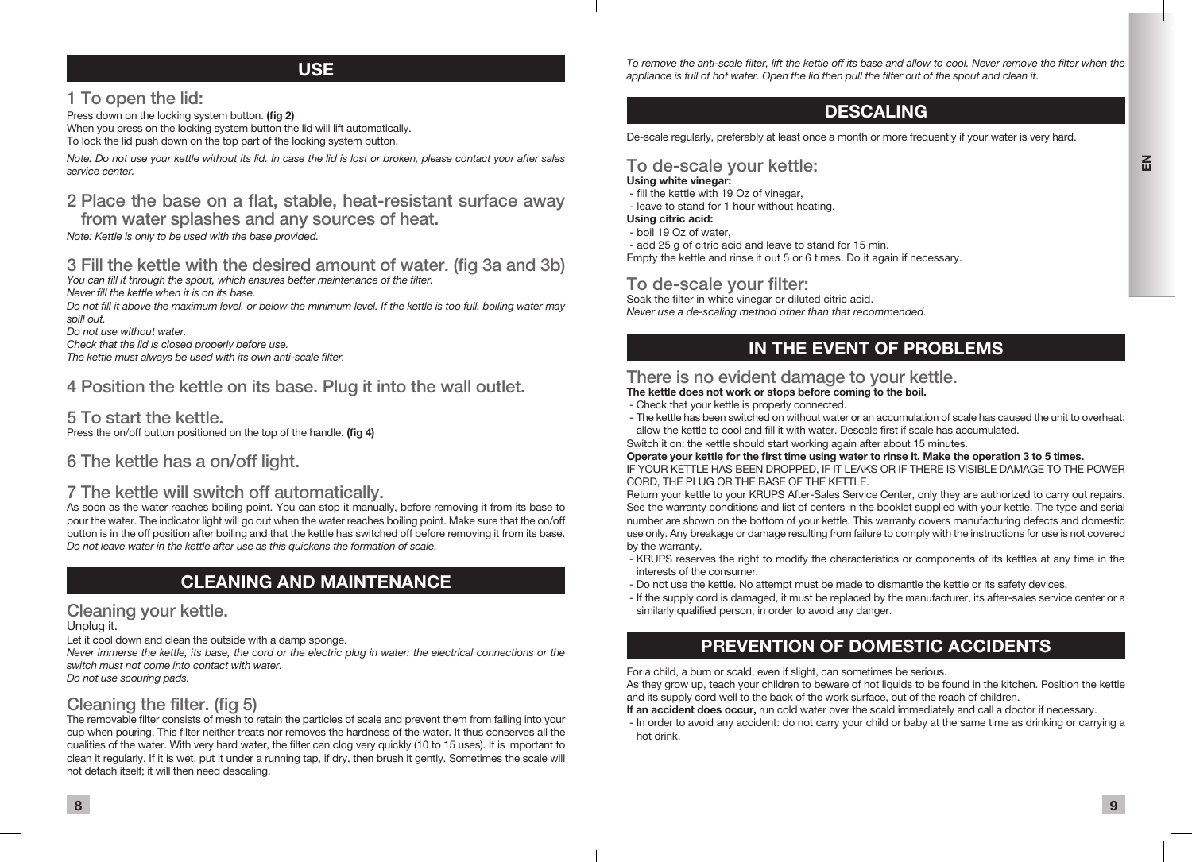## USE

### 1 To open the lid:

Press down on the locking system button. **(fig 2)**
When you press on the locking system button the lid will lift automatically.
To lock the lid push down on the top part of the locking system button.

*Note: Do not use your kettle without its lid. In case the lid is lost or broken, please contact your after sales service center.*

### 2 Place the base on a flat, stable, heat-resistant surface away from water splashes and any sources of heat.

*Note: Kettle is only to be used with the base provided.*

### 3 Fill the kettle with the desired amount of water. (fig 3a and 3b)

*You can fill it through the spout, which ensures better maintenance of the filter.*
*Never fill the kettle when it is on its base.*
*Do not fill it above the maximum level, or below the minimum level. If the kettle is too full, boiling water may spill out.*
*Do not use without water.*
*Check that the lid is closed properly before use.*
*The kettle must always be used with its own anti-scale filter.*

### 4 Position the kettle on its base. Plug it into the wall outlet.

### 5 To start the kettle.

Press the on/off button positioned on the top of the handle. **(fig 4)**

### 6 The kettle has a on/off light.

### 7 The kettle will switch off automatically.

As soon as the water reaches boiling point. You can stop it manually, before removing it from its base to pour the water. The indicator light will go out when the water reaches boiling point. Make sure that the on/off button is in the off position after boiling and that the kettle has switched off before removing it from its base.
*Do not leave water in the kettle after use as this quickens the formation of scale.*

## CLEANING AND MAINTENANCE

### Cleaning your kettle.

Unplug it.
Let it cool down and clean the outside with a damp sponge.
*Never immerse the kettle, its base, the cord or the electric plug in water: the electrical connections or the switch must not come into contact with water.*
*Do not use scouring pads.*

### Cleaning the filter. (fig 5)

The removable filter consists of mesh to retain the particles of scale and prevent them from falling into your cup when pouring. This filter neither treats nor removes the hardness of the water. It thus conserves all the qualities of the water. With very hard water, the filter can clog very quickly (10 to 15 uses). It is important to clean it regularly. If it is wet, put it under a running tap, if dry, then brush it gently. Sometimes the scale will not detach itself; it will then need descaling.

*To remove the anti-scale filter, lift the kettle off its base and allow to cool. Never remove the filter when the appliance is full of hot water. Open the lid then pull the filter out of the spout and clean it.*

## DESCALING

De-scale regularly, preferably at least once a month or more frequently if your water is very hard.

### To de-scale your kettle:

**Using white vinegar:**
- fill the kettle with 19 Oz of vinegar,
- leave to stand for 1 hour without heating.

**Using citric acid:**
- boil 19 Oz of water,
- add 25 g of citric acid and leave to stand for 15 min.

Empty the kettle and rinse it out 5 or 6 times. Do it again if necessary.

### To de-scale your filter:

Soak the filter in white vinegar or diluted citric acid.
*Never use a de-scaling method other than that recommended.*

## IN THE EVENT OF PROBLEMS

### There is no evident damage to your kettle.

**The kettle does not work or stops before coming to the boil.**
- Check that your kettle is properly connected.
- The kettle has been switched on without water or an accumulation of scale has caused the unit to overheat: allow the kettle to cool and fill it with water. Descale first if scale has accumulated.

Switch it on: the kettle should start working again after about 15 minutes.
**Operate your kettle for the first time using water to rinse it. Make the operation 3 to 5 times.**
IF YOUR KETTLE HAS BEEN DROPPED, IF IT LEAKS OR IF THERE IS VISIBLE DAMAGE TO THE POWER CORD, THE PLUG OR THE BASE OF THE KETTLE.
Return your kettle to your KRUPS After-Sales Service Center, only they are authorized to carry out repairs. See the warranty conditions and list of centers in the booklet supplied with your kettle. The type and serial number are shown on the bottom of your kettle. This warranty covers manufacturing defects and domestic use only. Any breakage or damage resulting from failure to comply with the instructions for use is not covered by the warranty.
- KRUPS reserves the right to modify the characteristics or components of its kettles at any time in the interests of the consumer.
- Do not use the kettle. No attempt must be made to dismantle the kettle or its safety devices.
- If the supply cord is damaged, it must be replaced by the manufacturer, its after-sales service center or a similarly qualified person, in order to avoid any danger.

## PREVENTION OF DOMESTIC ACCIDENTS

For a child, a burn or scald, even if slight, can sometimes be serious.
As they grow up, teach your children to beware of hot liquids to be found in the kitchen. Position the kettle and its supply cord well to the back of the work surface, out of the reach of children.
**If an accident does occur,** run cold water over the scald immediately and call a doctor if necessary.
- In order to avoid any accident: do not carry your child or baby at the same time as drinking or carrying a hot drink.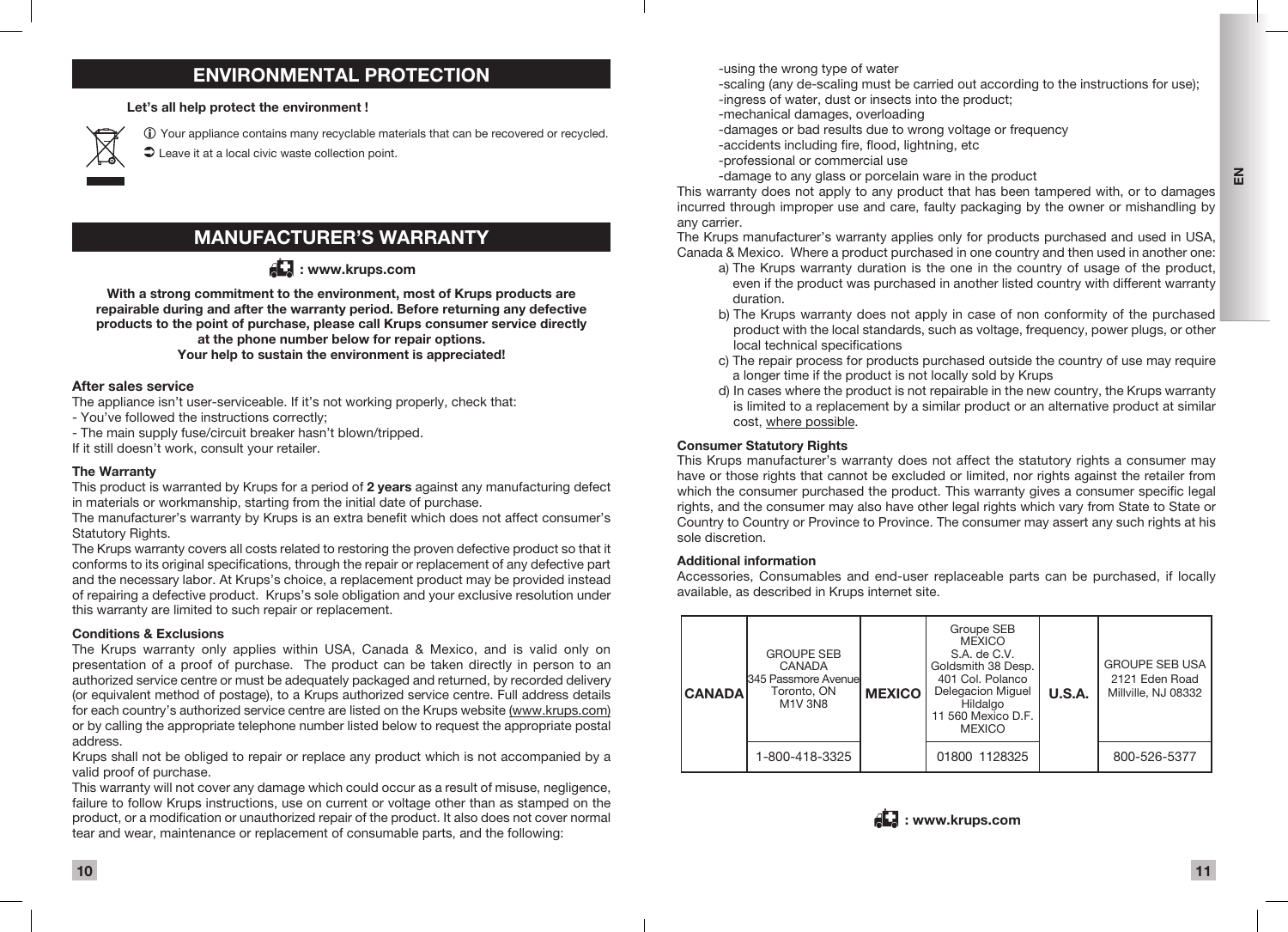## ENVIRONMENTAL PROTECTION

**Let's all help protect the environment !**

ⓘ Your appliance contains many recyclable materials that can be recovered or recycled.

➲ Leave it at a local civic waste collection point.

## MANUFACTURER'S WARRANTY

: www.krups.com

**With a strong commitment to the environment, most of Krups products are repairable during and after the warranty period. Before returning any defective products to the point of purchase, please call Krups consumer service directly at the phone number below for repair options.**
**Your help to sustain the environment is appreciated!**

### After sales service

The appliance isn't user-serviceable. If it's not working properly, check that:
- You've followed the instructions correctly;
- The main supply fuse/circuit breaker hasn't blown/tripped.

If it still doesn't work, consult your retailer.

### The Warranty

This product is warranted by Krups for a period of **2 years** against any manufacturing defect in materials or workmanship, starting from the initial date of purchase.
The manufacturer's warranty by Krups is an extra benefit which does not affect consumer's Statutory Rights.
The Krups warranty covers all costs related to restoring the proven defective product so that it conforms to its original specifications, through the repair or replacement of any defective part and the necessary labor. At Krups's choice, a replacement product may be provided instead of repairing a defective product. Krups's sole obligation and your exclusive resolution under this warranty are limited to such repair or replacement.

### Conditions & Exclusions

The Krups warranty only applies within USA, Canada & Mexico, and is valid only on presentation of a proof of purchase. The product can be taken directly in person to an authorized service centre or must be adequately packaged and returned, by recorded delivery (or equivalent method of postage), to a Krups authorized service centre. Full address details for each country's authorized service centre are listed on the Krups website (www.krups.com) or by calling the appropriate telephone number listed below to request the appropriate postal address.
Krups shall not be obliged to repair or replace any product which is not accompanied by a valid proof of purchase.
This warranty will not cover any damage which could occur as a result of misuse, negligence, failure to follow Krups instructions, use on current or voltage other than as stamped on the product, or a modification or unauthorized repair of the product. It also does not cover normal tear and wear, maintenance or replacement of consumable parts, and the following:

-using the wrong type of water
-scaling (any de-scaling must be carried out according to the instructions for use);
-ingress of water, dust or insects into the product;
-mechanical damages, overloading
-damages or bad results due to wrong voltage or frequency
-accidents including fire, flood, lightning, etc
-professional or commercial use
-damage to any glass or porcelain ware in the product

This warranty does not apply to any product that has been tampered with, or to damages incurred through improper use and care, faulty packaging by the owner or mishandling by any carrier.
The Krups manufacturer's warranty applies only for products purchased and used in USA, Canada & Mexico. Where a product purchased in one country and then used in another one:

a) The Krups warranty duration is the one in the country of usage of the product, even if the product was purchased in another listed country with different warranty duration.
b) The Krups warranty does not apply in case of non conformity of the purchased product with the local standards, such as voltage, frequency, power plugs, or other local technical specifications
c) The repair process for products purchased outside the country of use may require a longer time if the product is not locally sold by Krups
d) In cases where the product is not repairable in the new country, the Krups warranty is limited to a replacement by a similar product or an alternative product at similar cost, where possible.

### Consumer Statutory Rights

This Krups manufacturer's warranty does not affect the statutory rights a consumer may have or those rights that cannot be excluded or limited, nor rights against the retailer from which the consumer purchased the product. This warranty gives a consumer specific legal rights, and the consumer may also have other legal rights which vary from State to State or Country to Country or Province to Province. The consumer may assert any such rights at his sole discretion.

### Additional information

Accessories, Consumables and end-user replaceable parts can be purchased, if locally available, as described in Krups internet site.

| CANADA | GROUPE SEB CANADA 345 Passmore Avenue Toronto, ON M1V 3N8 | MEXICO | Groupe SEB MEXICO S.A. de C.V. Goldsmith 38 Desp. 401 Col. Polanco Delegacion Miguel Hildalgo 11 560 Mexico D.F. MEXICO | U.S.A. | GROUPE SEB USA 2121 Eden Road Millville, NJ 08332 |
|---|---|---|---|---|---|
| | 1-800-418-3325 | | 01800 1128325 | | 800-526-5377 |

: www.krups.com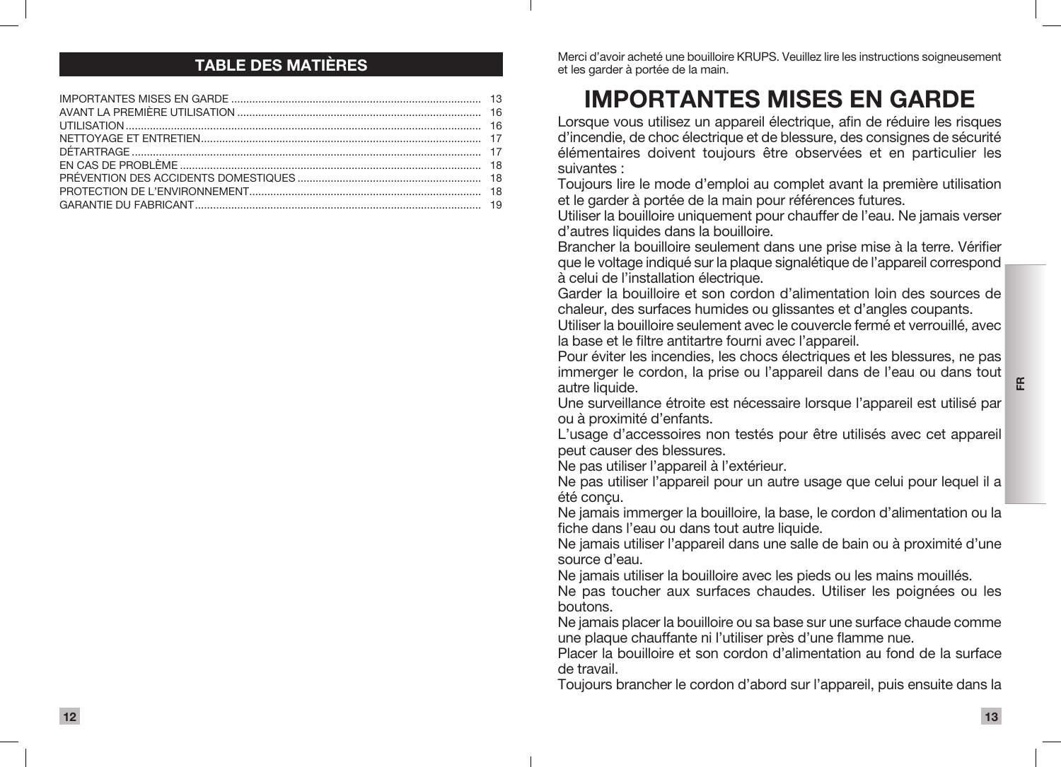## TABLE DES MATIÈRES

| | |
|---|---|
| IMPORTANTES MISES EN GARDE | 13 |
| AVANT LA PREMIÈRE UTILISATION | 16 |
| UTILISATION | 16 |
| NETTOYAGE ET ENTRETIEN | 17 |
| DÉTARTRAGE | 17 |
| EN CAS DE PROBLÈME | 18 |
| PRÉVENTION DES ACCIDENTS DOMESTIQUES | 18 |
| PROTECTION DE L'ENVIRONNEMENT | 18 |
| GARANTIE DU FABRICANT | 19 |

Merci d'avoir acheté une bouilloire KRUPS. Veuillez lire les instructions soigneusement et les garder à portée de la main.

# IMPORTANTES MISES EN GARDE

Lorsque vous utilisez un appareil électrique, afin de réduire les risques d'incendie, de choc électrique et de blessure, des consignes de sécurité élémentaires doivent toujours être observées et en particulier les suivantes :

Toujours lire le mode d'emploi au complet avant la première utilisation et le garder à portée de la main pour références futures.

Utiliser la bouilloire uniquement pour chauffer de l'eau. Ne jamais verser d'autres liquides dans la bouilloire.

Brancher la bouilloire seulement dans une prise mise à la terre. Vérifier que le voltage indiqué sur la plaque signalétique de l'appareil correspond à celui de l'installation électrique.

Garder la bouilloire et son cordon d'alimentation loin des sources de chaleur, des surfaces humides ou glissantes et d'angles coupants.

Utiliser la bouilloire seulement avec le couvercle fermé et verrouillé, avec la base et le filtre antitartre fourni avec l'appareil.

Pour éviter les incendies, les chocs électriques et les blessures, ne pas immerger le cordon, la prise ou l'appareil dans de l'eau ou dans tout autre liquide.

Une surveillance étroite est nécessaire lorsque l'appareil est utilisé par ou à proximité d'enfants.

L'usage d'accessoires non testés pour être utilisés avec cet appareil peut causer des blessures.

Ne pas utiliser l'appareil à l'extérieur.

Ne pas utiliser l'appareil pour un autre usage que celui pour lequel il a été conçu.

Ne jamais immerger la bouilloire, la base, le cordon d'alimentation ou la fiche dans l'eau ou dans tout autre liquide.

Ne jamais utiliser l'appareil dans une salle de bain ou à proximité d'une source d'eau.

Ne jamais utiliser la bouilloire avec les pieds ou les mains mouillés.

Ne pas toucher aux surfaces chaudes. Utiliser les poignées ou les boutons.

Ne jamais placer la bouilloire ou sa base sur une surface chaude comme une plaque chauffante ni l'utiliser près d'une flamme nue.

Placer la bouilloire et son cordon d'alimentation au fond de la surface de travail.

Toujours brancher le cordon d'abord sur l'appareil, puis ensuite dans la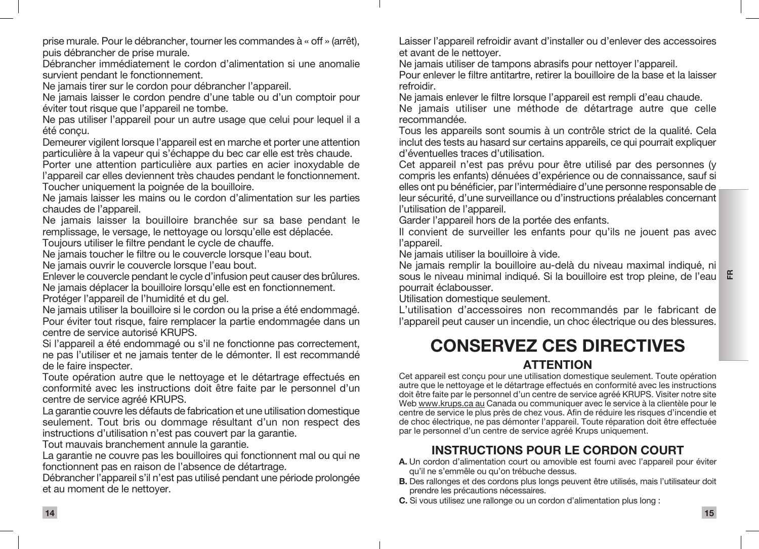prise murale. Pour le débrancher, tourner les commandes à « off » (arrêt), puis débrancher de prise murale.

Débrancher immédiatement le cordon d'alimentation si une anomalie survient pendant le fonctionnement.

Ne jamais tirer sur le cordon pour débrancher l'appareil.

Ne jamais laisser le cordon pendre d'une table ou d'un comptoir pour éviter tout risque que l'appareil ne tombe.

Ne pas utiliser l'appareil pour un autre usage que celui pour lequel il a été conçu.

Demeurer vigilent lorsque l'appareil est en marche et porter une attention particulière à la vapeur qui s'échappe du bec car elle est très chaude.

Porter une attention particulière aux parties en acier inoxydable de l'appareil car elles deviennent très chaudes pendant le fonctionnement. Toucher uniquement la poignée de la bouilloire.

Ne jamais laisser les mains ou le cordon d'alimentation sur les parties chaudes de l'appareil.

Ne jamais laisser la bouilloire branchée sur sa base pendant le remplissage, le versage, le nettoyage ou lorsqu'elle est déplacée.

Toujours utiliser le filtre pendant le cycle de chauffe.

Ne jamais toucher le filtre ou le couvercle lorsque l'eau bout.

Ne jamais ouvrir le couvercle lorsque l'eau bout.

Enlever le couvercle pendant le cycle d'infusion peut causer des brûlures.

Ne jamais déplacer la bouilloire lorsqu'elle est en fonctionnement.

Protéger l'appareil de l'humidité et du gel.

Ne jamais utiliser la bouilloire si le cordon ou la prise a été endommagé. Pour éviter tout risque, faire remplacer la partie endommagée dans un centre de service autorisé KRUPS.

Si l'appareil a été endommagé ou s'il ne fonctionne pas correctement, ne pas l'utiliser et ne jamais tenter de le démonter. Il est recommandé de le faire inspecter.

Toute opération autre que le nettoyage et le détartrage effectués en conformité avec les instructions doit être faite par le personnel d'un centre de service agréé KRUPS.

La garantie couvre les défauts de fabrication et une utilisation domestique seulement. Tout bris ou dommage résultant d'un non respect des instructions d'utilisation n'est pas couvert par la garantie.

Tout mauvais branchement annule la garantie.

La garantie ne couvre pas les bouilloires qui fonctionnent mal ou qui ne fonctionnent pas en raison de l'absence de détartrage.

Débrancher l'appareil s'il n'est pas utilisé pendant une période prolongée et au moment de le nettoyer.

Laisser l'appareil refroidir avant d'installer ou d'enlever des accessoires et avant de le nettoyer.

Ne jamais utiliser de tampons abrasifs pour nettoyer l'appareil.

Pour enlever le filtre antitartre, retirer la bouilloire de la base et la laisser refroidir.

Ne jamais enlever le filtre lorsque l'appareil est rempli d'eau chaude.

Ne jamais utiliser une méthode de détartrage autre que celle recommandée.

Tous les appareils sont soumis à un contrôle strict de la qualité. Cela inclut des tests au hasard sur certains appareils, ce qui pourrait expliquer d'éventuelles traces d'utilisation.

Cet appareil n'est pas prévu pour être utilisé par des personnes (y compris les enfants) dénuées d'expérience ou de connaissance, sauf si elles ont pu bénéficier, par l'intermédiaire d'une personne responsable de leur sécurité, d'une surveillance ou d'instructions préalables concernant l'utilisation de l'appareil.

Garder l'appareil hors de la portée des enfants.

Il convient de surveiller les enfants pour qu'ils ne jouent pas avec l'appareil.

Ne jamais utiliser la bouilloire à vide.

Ne jamais remplir la bouilloire au-delà du niveau maximal indiqué, ni sous le niveau minimal indiqué. Si la bouilloire est trop pleine, de l'eau pourrait éclabousser.

Utilisation domestique seulement.

L'utilisation d'accessoires non recommandés par le fabricant de l'appareil peut causer un incendie, un choc électrique ou des blessures.

# CONSERVEZ CES DIRECTIVES

## ATTENTION

Cet appareil est conçu pour une utilisation domestique seulement. Toute opération autre que le nettoyage et le détartrage effectués en conformité avec les instructions doit être faite par le personnel d'un centre de service agréé KRUPS. Visiter notre site Web www.krups.ca au Canada ou communiquer avec le service à la clientèle pour le centre de service le plus près de chez vous. Afin de réduire les risques d'incendie et de choc électrique, ne pas démonter l'appareil. Toute réparation doit être effectuée par le personnel d'un centre de service agréé Krups uniquement.

## INSTRUCTIONS POUR LE CORDON COURT

**A.** Un cordon d'alimentation court ou amovible est fourni avec l'appareil pour éviter qu'il ne s'emmêle ou qu'on trébuche dessus.

**B.** Des rallonges et des cordons plus longs peuvent être utilisés, mais l'utilisateur doit prendre les précautions nécessaires.

**C.** Si vous utilisez une rallonge ou un cordon d'alimentation plus long :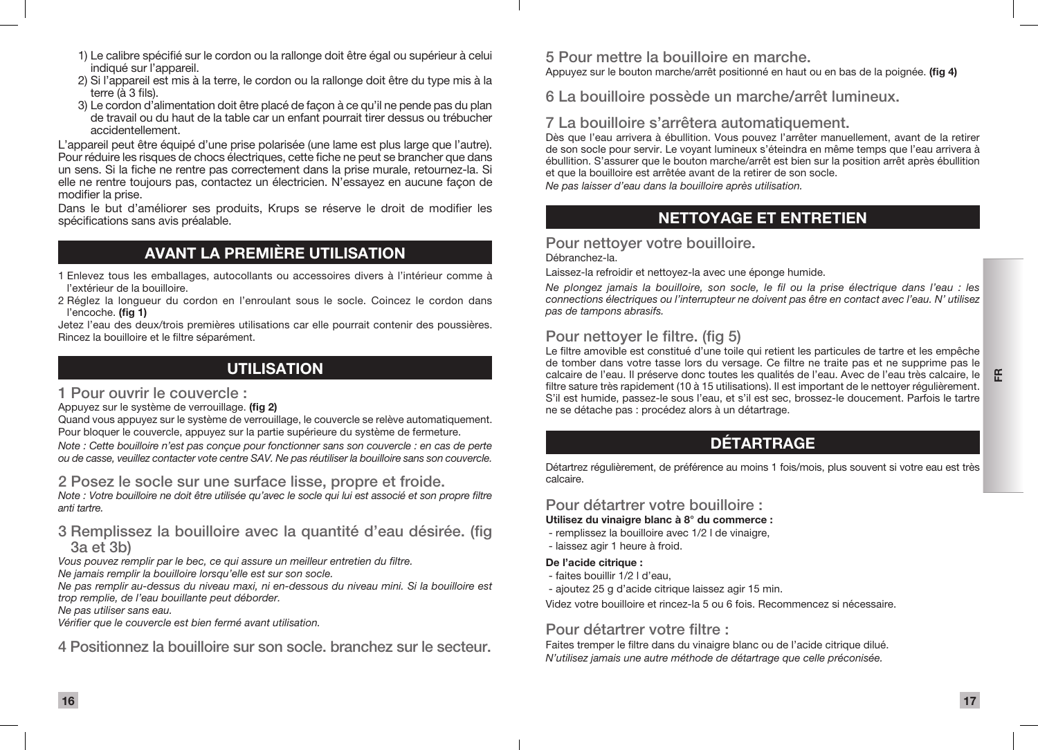1) Le calibre spécifié sur le cordon ou la rallonge doit être égal ou supérieur à celui indiqué sur l'appareil.
2) Si l'appareil est mis à la terre, le cordon ou la rallonge doit être du type mis à la terre (à 3 fils).
3) Le cordon d'alimentation doit être placé de façon à ce qu'il ne pende pas du plan de travail ou du haut de la table car un enfant pourrait tirer dessus ou trébucher accidentellement.

L'appareil peut être équipé d'une prise polarisée (une lame est plus large que l'autre). Pour réduire les risques de chocs électriques, cette fiche ne peut se brancher que dans un sens. Si la fiche ne rentre pas correctement dans la prise murale, retournez-la. Si elle ne rentre toujours pas, contactez un électricien. N'essayez en aucune façon de modifier la prise.

Dans le but d'améliorer ses produits, Krups se réserve le droit de modifier les spécifications sans avis préalable.

## AVANT LA PREMIÈRE UTILISATION

1 Enlevez tous les emballages, autocollants ou accessoires divers à l'intérieur comme à l'extérieur de la bouilloire.

2 Réglez la longueur du cordon en l'enroulant sous le socle. Coincez le cordon dans l'encoche. **(fig 1)**

Jetez l'eau des deux/trois premières utilisations car elle pourrait contenir des poussières. Rincez la bouilloire et le filtre séparément.

## UTILISATION

### 1 Pour ouvrir le couvercle :

Appuyez sur le système de verrouillage. **(fig 2)**

Quand vous appuyez sur le système de verrouillage, le couvercle se relève automatiquement. Pour bloquer le couvercle, appuyez sur la partie supérieure du système de fermeture.

*Note : Cette bouilloire n'est pas conçue pour fonctionner sans son couvercle : en cas de perte ou de casse, veuillez contacter vote centre SAV. Ne pas réutiliser la bouilloire sans son couvercle.*

### 2 Posez le socle sur une surface lisse, propre et froide.

*Note : Votre bouilloire ne doit être utilisée qu'avec le socle qui lui est associé et son propre filtre anti tartre.*

### 3 Remplissez la bouilloire avec la quantité d'eau désirée. (fig 3a et 3b)

*Vous pouvez remplir par le bec, ce qui assure un meilleur entretien du filtre.*
*Ne jamais remplir la bouilloire lorsqu'elle est sur son socle.*
*Ne pas remplir au-dessus du niveau maxi, ni en-dessous du niveau mini. Si la bouilloire est trop remplie, de l'eau bouillante peut déborder.*
*Ne pas utiliser sans eau.*
*Vérifier que le couvercle est bien fermé avant utilisation.*

### 4 Positionnez la bouilloire sur son socle. branchez sur le secteur.

### 5 Pour mettre la bouilloire en marche.

Appuyez sur le bouton marche/arrêt positionné en haut ou en bas de la poignée. **(fig 4)**

### 6 La bouilloire possède un marche/arrêt lumineux.

### 7 La bouilloire s'arrêtera automatiquement.

Dès que l'eau arrivera à ébullition. Vous pouvez l'arrêter manuellement, avant de la retirer de son socle pour servir. Le voyant lumineux s'éteindra en même temps que l'eau arrivera à ébullition. S'assurer que le bouton marche/arrêt est bien sur la position arrêt après ébullition et que la bouilloire est arrêtée avant de la retirer de son socle.

*Ne pas laisser d'eau dans la bouilloire après utilisation.*

## NETTOYAGE ET ENTRETIEN

### Pour nettoyer votre bouilloire.

Débranchez-la.

Laissez-la refroidir et nettoyez-la avec une éponge humide.

*Ne plongez jamais la bouilloire, son socle, le fil ou la prise électrique dans l'eau : les connections électriques ou l'interrupteur ne doivent pas être en contact avec l'eau. N' utilisez pas de tampons abrasifs.*

### Pour nettoyer le filtre. (fig 5)

Le filtre amovible est constitué d'une toile qui retient les particules de tartre et les empêche de tomber dans votre tasse lors du versage. Ce filtre ne traite pas et ne supprime pas le calcaire de l'eau. Il préserve donc toutes les qualités de l'eau. Avec de l'eau très calcaire, le filtre sature très rapidement (10 à 15 utilisations). Il est important de le nettoyer régulièrement. S'il est humide, passez-le sous l'eau, et s'il est sec, brossez-le doucement. Parfois le tartre ne se détache pas : procédez alors à un détartrage.

## DÉTARTRAGE

Détartrez régulièrement, de préférence au moins 1 fois/mois, plus souvent si votre eau est très calcaire.

### Pour détartrer votre bouilloire :

**Utilisez du vinaigre blanc à 8° du commerce :**

- remplissez la bouilloire avec 1/2 l de vinaigre,
- laissez agir 1 heure à froid.

**De l'acide citrique :**

- faites bouillir 1/2 l d'eau,
- ajoutez 25 g d'acide citrique laissez agir 15 min.

Videz votre bouilloire et rincez-la 5 ou 6 fois. Recommencez si nécessaire.

### Pour détartrer votre filtre :

Faites tremper le filtre dans du vinaigre blanc ou de l'acide citrique dilué.

*N'utilisez jamais une autre méthode de détartrage que celle préconisée.*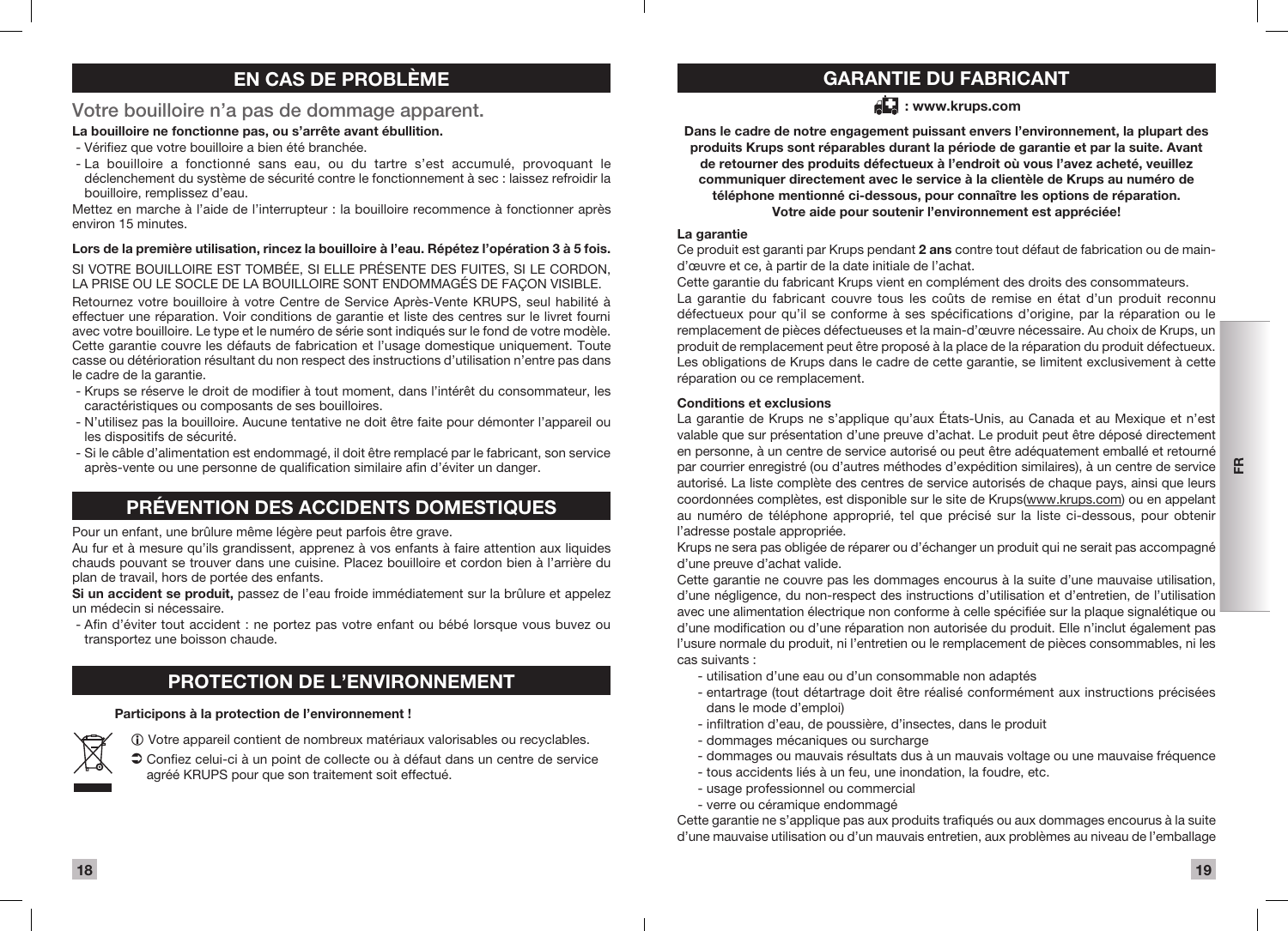## EN CAS DE PROBLÈME

### Votre bouilloire n'a pas de dommage apparent.

**La bouilloire ne fonctionne pas, ou s'arrête avant ébullition.**

- Vérifiez que votre bouilloire a bien été branchée.
- La bouilloire a fonctionné sans eau, ou du tartre s'est accumulé, provoquant le déclenchement du système de sécurité contre le fonctionnement à sec : laissez refroidir la bouilloire, remplissez d'eau.

Mettez en marche à l'aide de l'interrupteur : la bouilloire recommence à fonctionner après environ 15 minutes.

**Lors de la première utilisation, rincez la bouilloire à l'eau. Répétez l'opération 3 à 5 fois.**

SI VOTRE BOUILLOIRE EST TOMBÉE, SI ELLE PRÉSENTE DES FUITES, SI LE CORDON, LA PRISE OU LE SOCLE DE LA BOUILLOIRE SONT ENDOMMAGÉS DE FAÇON VISIBLE.

Retournez votre bouilloire à votre Centre de Service Après-Vente KRUPS, seul habilité à effectuer une réparation. Voir conditions de garantie et liste des centres sur le livret fourni avec votre bouilloire. Le type et le numéro de série sont indiqués sur le fond de votre modèle. Cette garantie couvre les défauts de fabrication et l'usage domestique uniquement. Toute casse ou détérioration résultant du non respect des instructions d'utilisation n'entre pas dans le cadre de la garantie.

- Krups se réserve le droit de modifier à tout moment, dans l'intérêt du consommateur, les caractéristiques ou composants de ses bouilloires.
- N'utilisez pas la bouilloire. Aucune tentative ne doit être faite pour démonter l'appareil ou les dispositifs de sécurité.
- Si le câble d'alimentation est endommagé, il doit être remplacé par le fabricant, son service après-vente ou une personne de qualification similaire afin d'éviter un danger.

## PRÉVENTION DES ACCIDENTS DOMESTIQUES

Pour un enfant, une brûlure même légère peut parfois être grave.

Au fur et à mesure qu'ils grandissent, apprenez à vos enfants à faire attention aux liquides chauds pouvant se trouver dans une cuisine. Placez bouilloire et cordon bien à l'arrière du plan de travail, hors de portée des enfants.

**Si un accident se produit,** passez de l'eau froide immédiatement sur la brûlure et appelez un médecin si nécessaire.

- Afin d'éviter tout accident : ne portez pas votre enfant ou bébé lorsque vous buvez ou transportez une boisson chaude.

## PROTECTION DE L'ENVIRONNEMENT

**Participons à la protection de l'environnement !**

ⓘ Votre appareil contient de nombreux matériaux valorisables ou recyclables.

➲ Confiez celui-ci à un point de collecte ou à défaut dans un centre de service agréé KRUPS pour que son traitement soit effectué.

## GARANTIE DU FABRICANT

**: www.krups.com**

**Dans le cadre de notre engagement puissant envers l'environnement, la plupart des produits Krups sont réparables durant la période de garantie et par la suite. Avant de retourner des produits défectueux à l'endroit où vous l'avez acheté, veuillez communiquer directement avec le service à la clientèle de Krups au numéro de téléphone mentionné ci-dessous, pour connaître les options de réparation. Votre aide pour soutenir l'environnement est appréciée!**

**La garantie**

Ce produit est garanti par Krups pendant **2 ans** contre tout défaut de fabrication ou de main-d'œuvre et ce, à partir de la date initiale de l'achat.

Cette garantie du fabricant Krups vient en complément des droits des consommateurs.

La garantie du fabricant couvre tous les coûts de remise en état d'un produit reconnu défectueux pour qu'il se conforme à ses spécifications d'origine, par la réparation ou le remplacement de pièces défectueuses et la main-d'œuvre nécessaire. Au choix de Krups, un produit de remplacement peut être proposé à la place de la réparation du produit défectueux. Les obligations de Krups dans le cadre de cette garantie, se limitent exclusivement à cette réparation ou ce remplacement.

**Conditions et exclusions**

La garantie de Krups ne s'applique qu'aux États-Unis, au Canada et au Mexique et n'est valable que sur présentation d'une preuve d'achat. Le produit peut être déposé directement en personne, à un centre de service autorisé ou peut être adéquatement emballé et retourné par courrier enregistré (ou d'autres méthodes d'expédition similaires), à un centre de service autorisé. La liste complète des centres de service autorisés de chaque pays, ainsi que leurs coordonnées complètes, est disponible sur le site de Krups(www.krups.com) ou en appelant au numéro de téléphone approprié, tel que précisé sur la liste ci-dessous, pour obtenir l'adresse postale appropriée.

Krups ne sera pas obligée de réparer ou d'échanger un produit qui ne serait pas accompagné d'une preuve d'achat valide.

Cette garantie ne couvre pas les dommages encourus à la suite d'une mauvaise utilisation, d'une négligence, du non-respect des instructions d'utilisation et d'entretien, de l'utilisation avec une alimentation électrique non conforme à celle spécifiée sur la plaque signalétique ou d'une modification ou d'une réparation non autorisée du produit. Elle n'inclut également pas l'usure normale du produit, ni l'entretien ou le remplacement de pièces consommables, ni les cas suivants :

- utilisation d'une eau ou d'un consommable non adaptés
- entartrage (tout détartrage doit être réalisé conformément aux instructions précisées dans le mode d'emploi)
- infiltration d'eau, de poussière, d'insectes, dans le produit
- dommages mécaniques ou surcharge
- dommages ou mauvais résultats dus à un mauvais voltage ou une mauvaise fréquence
- tous accidents liés à un feu, une inondation, la foudre, etc.
- usage professionnel ou commercial
- verre ou céramique endommagé

Cette garantie ne s'applique pas aux produits trafiqués ou aux dommages encourus à la suite d'une mauvaise utilisation ou d'un mauvais entretien, aux problèmes au niveau de l'emballage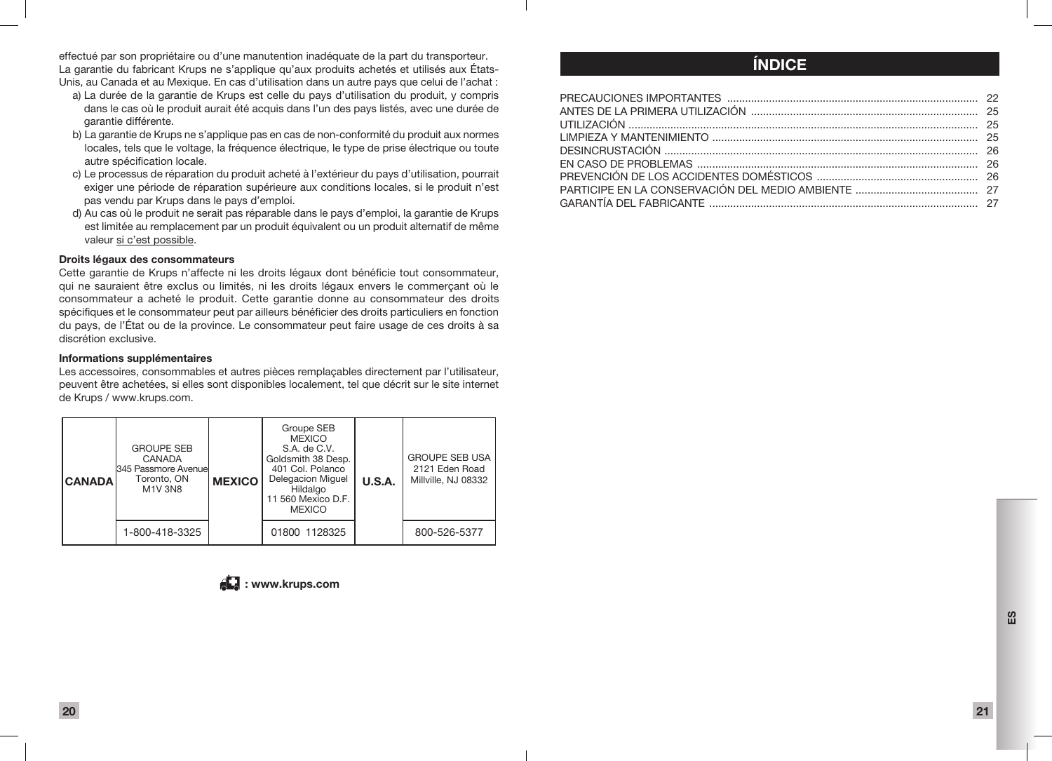effectué par son propriétaire ou d'une manutention inadéquate de la part du transporteur.
La garantie du fabricant Krups ne s'applique qu'aux produits achetés et utilisés aux États-Unis, au Canada et au Mexique. En cas d'utilisation dans un autre pays que celui de l'achat :

a) La durée de la garantie de Krups est celle du pays d'utilisation du produit, y compris dans le cas où le produit aurait été acquis dans l'un des pays listés, avec une durée de garantie différente.
b) La garantie de Krups ne s'applique pas en cas de non-conformité du produit aux normes locales, tels que le voltage, la fréquence électrique, le type de prise électrique ou toute autre spécification locale.
c) Le processus de réparation du produit acheté à l'extérieur du pays d'utilisation, pourrait exiger une période de réparation supérieure aux conditions locales, si le produit n'est pas vendu par Krups dans le pays d'emploi.
d) Au cas où le produit ne serait pas réparable dans le pays d'emploi, la garantie de Krups est limitée au remplacement par un produit équivalent ou un produit alternatif de même valeur si c'est possible.

**Droits légaux des consommateurs**
Cette garantie de Krups n'affecte ni les droits légaux dont bénéficie tout consommateur, qui ne sauraient être exclus ou limités, ni les droits légaux envers le commerçant où le consommateur a acheté le produit. Cette garantie donne au consommateur des droits spécifiques et le consommateur peut par ailleurs bénéficier des droits particuliers en fonction du pays, de l'État ou de la province. Le consommateur peut faire usage de ces droits à sa discrétion exclusive.

**Informations supplémentaires**
Les accessoires, consommables et autres pièces remplaçables directement par l'utilisateur, peuvent être achetées, si elles sont disponibles localement, tel que décrit sur le site internet de Krups / www.krups.com.

| **CANADA** | GROUPE SEB CANADA 345 Passmore Avenue Toronto, ON M1V 3N8 | **MEXICO** | Groupe SEB MEXICO S.A. de C.V. Goldsmith 38 Desp. 401 Col. Polanco Delegacion Miguel Hildalgo 11 560 Mexico D.F. MEXICO | **U.S.A.** | GROUPE SEB USA 2121 Eden Road Millville, NJ 08332 |
|---|---|---|---|---|---|
| | 1-800-418-3325 | | 01800 1128325 | | 800-526-5377 |

**: www.krups.com**

# ÍNDICE

PRECAUCIONES IMPORTANTES .... 22
ANTES DE LA PRIMERA UTILIZACIÓN .... 25
UTILIZACIÓN .... 25
LIMPIEZA Y MANTENIMIENTO .... 25
DESINCRUSTACIÓN .... 26
EN CASO DE PROBLEMAS .... 26
PREVENCIÓN DE LOS ACCIDENTES DOMÉSTICOS .... 26
PARTICIPE EN LA CONSERVACIÓN DEL MEDIO AMBIENTE .... 27
GARANTÍA DEL FABRICANTE .... 27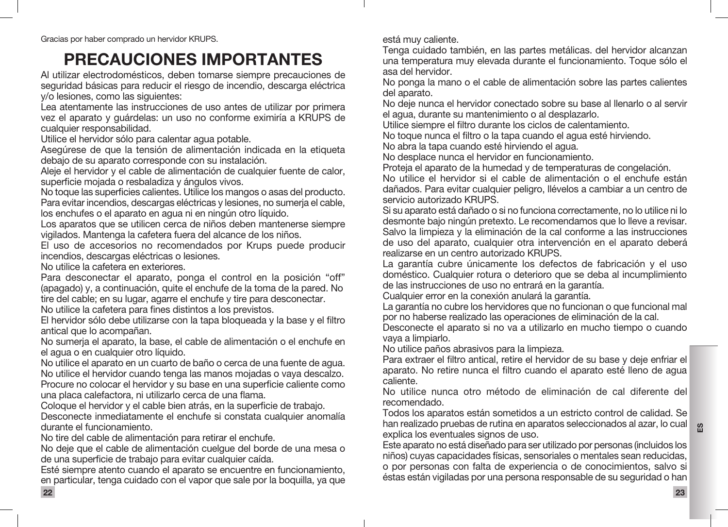Gracias por haber comprado un hervidor KRUPS.

# PRECAUCIONES IMPORTANTES

Al utilizar electrodomésticos, deben tomarse siempre precauciones de seguridad básicas para reducir el riesgo de incendio, descarga eléctrica y/o lesiones, como las siguientes:

Lea atentamente las instrucciones de uso antes de utilizar por primera vez el aparato y guárdelas: un uso no conforme eximiría a KRUPS de cualquier responsabilidad.

Utilice el hervidor sólo para calentar agua potable.

Asegúrese de que la tensión de alimentación indicada en la etiqueta debajo de su aparato corresponde con su instalación.

Aleje el hervidor y el cable de alimentación de cualquier fuente de calor, superficie mojada o resbaladiza y ángulos vivos.

No toque las superficies calientes. Utilice los mangos o asas del producto. Para evitar incendios, descargas eléctricas y lesiones, no sumerja el cable, los enchufes o el aparato en agua ni en ningún otro líquido.

Los aparatos que se utilicen cerca de niños deben mantenerse siempre vigilados. Mantenga la cafetera fuera del alcance de los niños.

El uso de accesorios no recomendados por Krups puede producir incendios, descargas eléctricas o lesiones.

No utilice la cafetera en exteriores.

Para desconectar el aparato, ponga el control en la posición “off” (apagado) y, a continuación, quite el enchufe de la toma de la pared. No tire del cable; en su lugar, agarre el enchufe y tire para desconectar.

No utilice la cafetera para fines distintos a los previstos.

El hervidor sólo debe utilizarse con la tapa bloqueada y la base y el filtro antical que lo acompañan.

No sumerja el aparato, la base, el cable de alimentación o el enchufe en el agua o en cualquier otro líquido.

No utilice el aparato en un cuarto de baño o cerca de una fuente de agua.

No utilice el hervidor cuando tenga las manos mojadas o vaya descalzo.

Procure no colocar el hervidor y su base en una superficie caliente como una placa calefactora, ni utilizarlo cerca de una flama.

Coloque el hervidor y el cable bien atrás, en la superficie de trabajo.

Desconecte inmediatamente el enchufe si constata cualquier anomalía durante el funcionamiento.

No tire del cable de alimentación para retirar el enchufe.

No deje que el cable de alimentación cuelgue del borde de una mesa o de una superficie de trabajo para evitar cualquier caída.

Esté siempre atento cuando el aparato se encuentre en funcionamiento, en particular, tenga cuidado con el vapor que sale por la boquilla, ya que está muy caliente.

Tenga cuidado también, en las partes metálicas. del hervidor alcanzan una temperatura muy elevada durante el funcionamiento. Toque sólo el asa del hervidor.

No ponga la mano o el cable de alimentación sobre las partes calientes del aparato.

No deje nunca el hervidor conectado sobre su base al llenarlo o al servir el agua, durante su mantenimiento o al desplazarlo.

Utilice siempre el filtro durante los ciclos de calentamiento.

No toque nunca el filtro o la tapa cuando el agua esté hirviendo.

No abra la tapa cuando esté hirviendo el agua.

No desplace nunca el hervidor en funcionamiento.

Proteja el aparato de la humedad y de temperaturas de congelación.

No utilice el hervidor si el cable de alimentación o el enchufe están dañados. Para evitar cualquier peligro, llévelos a cambiar a un centro de servicio autorizado KRUPS.

Si su aparato está dañado o si no funciona correctamente, no lo utilice ni lo desmonte bajo ningún pretexto. Le recomendamos que lo lleve a revisar.

Salvo la limpieza y la eliminación de la cal conforme a las instrucciones de uso del aparato, cualquier otra intervención en el aparato deberá realizarse en un centro autorizado KRUPS.

La garantía cubre únicamente los defectos de fabricación y el uso doméstico. Cualquier rotura o deterioro que se deba al incumplimiento de las instrucciones de uso no entrará en la garantía.

Cualquier error en la conexión anulará la garantía.

La garantía no cubre los hervidores que no funcionan o que funcional mal por no haberse realizado las operaciones de eliminación de la cal.

Desconecte el aparato si no va a utilizarlo en mucho tiempo o cuando vaya a limpiarlo.

No utilice paños abrasivos para la limpieza.

Para extraer el filtro antical, retire el hervidor de su base y deje enfriar el aparato. No retire nunca el filtro cuando el aparato esté lleno de agua caliente.

No utilice nunca otro método de eliminación de cal diferente del recomendado.

Todos los aparatos están sometidos a un estricto control de calidad. Se han realizado pruebas de rutina en aparatos seleccionados al azar, lo cual explica los eventuales signos de uso.

Este aparato no está diseñado para ser utilizado por personas (incluidos los niños) cuyas capacidades físicas, sensoriales o mentales sean reducidas, o por personas con falta de experiencia o de conocimientos, salvo si éstas están vigiladas por una persona responsable de su seguridad o han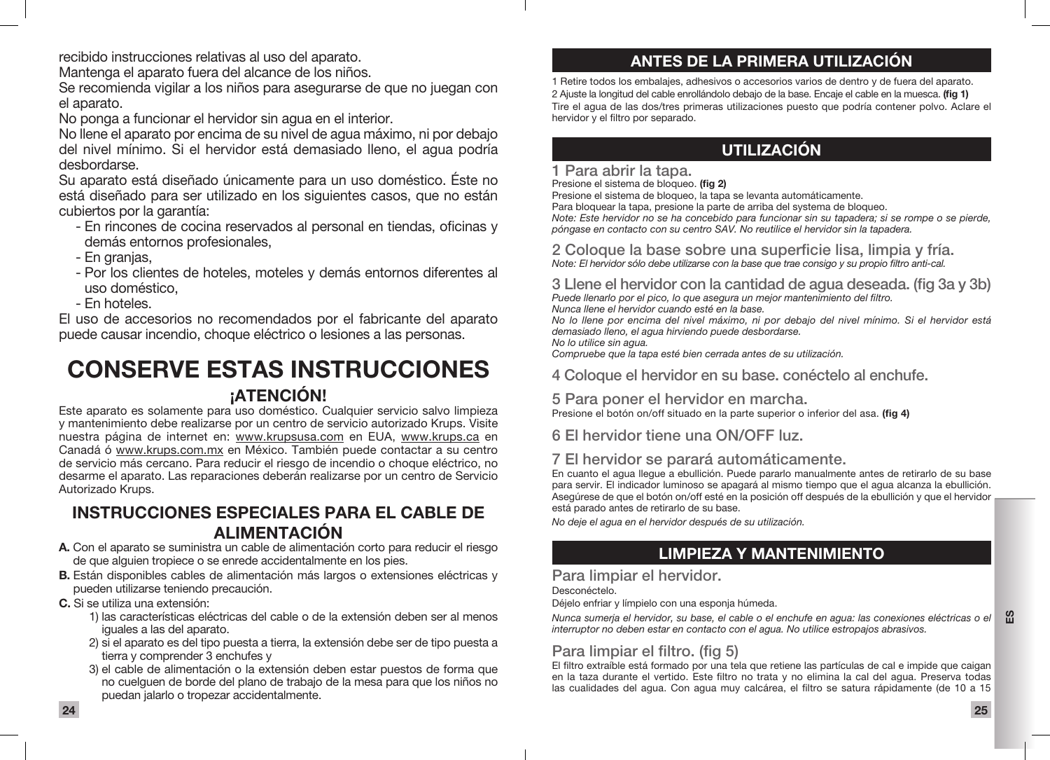recibido instrucciones relativas al uso del aparato.
Mantenga el aparato fuera del alcance de los niños.
Se recomienda vigilar a los niños para asegurarse de que no juegan con el aparato.
No ponga a funcionar el hervidor sin agua en el interior.
No llene el aparato por encima de su nivel de agua máximo, ni por debajo del nivel mínimo. Si el hervidor está demasiado lleno, el agua podría desbordarse.
Su aparato está diseñado únicamente para un uso doméstico. Éste no está diseñado para ser utilizado en los siguientes casos, que no están cubiertos por la garantía:

- En rincones de cocina reservados al personal en tiendas, oficinas y demás entornos profesionales,
- En granjas,
- Por los clientes de hoteles, moteles y demás entornos diferentes al uso doméstico,
- En hoteles.

El uso de accesorios no recomendados por el fabricante del aparato puede causar incendio, choque eléctrico o lesiones a las personas.

# CONSERVE ESTAS INSTRUCCIONES

## ¡ATENCIÓN!

Este aparato es solamente para uso doméstico. Cualquier servicio salvo limpieza y mantenimiento debe realizarse por un centro de servicio autorizado Krups. Visite nuestra página de internet en: www.krupsusa.com en EUA, www.krups.ca en Canadá ó www.krups.com.mx en México. También puede contactar a su centro de servicio más cercano. Para reducir el riesgo de incendio o choque eléctrico, no desarme el aparato. Las reparaciones deberán realizarse por un centro de Servicio Autorizado Krups.

## INSTRUCCIONES ESPECIALES PARA EL CABLE DE ALIMENTACIÓN

**A.** Con el aparato se suministra un cable de alimentación corto para reducir el riesgo de que alguien tropiece o se enrede accidentalmente en los pies.

**B.** Están disponibles cables de alimentación más largos o extensiones eléctricas y pueden utilizarse teniendo precaución.

**C.** Si se utiliza una extensión:

1) las características eléctricas del cable o de la extensión deben ser al menos iguales a las del aparato.
2) si el aparato es del tipo puesta a tierra, la extensión debe ser de tipo puesta a tierra y comprender 3 enchufes y
3) el cable de alimentación o la extensión deben estar puestos de forma que no cuelguen de borde del plano de trabajo de la mesa para que los niños no puedan jalarlo o tropezar accidentalmente.

## ANTES DE LA PRIMERA UTILIZACIÓN

1 Retire todos los embalajes, adhesivos o accesorios varios de dentro y de fuera del aparato.
2 Ajuste la longitud del cable enrollándolo debajo de la base. Encaje el cable en la muesca. **(fig 1)**
Tire el agua de las dos/tres primeras utilizaciones puesto que podría contener polvo. Aclare el hervidor y el filtro por separado.

## UTILIZACIÓN

### 1 Para abrir la tapa.

Presione el sistema de bloqueo. **(fig 2)**
Presione el sistema de bloqueo, la tapa se levanta automáticamente.
Para bloquear la tapa, presione la parte de arriba del systema de bloqueo.
*Note: Este hervidor no se ha concebido para funcionar sin su tapadera; si se rompe o se pierde, póngase en contacto con su centro SAV. No reutilice el hervidor sin la tapadera.*

### 2 Coloque la base sobre una superficie lisa, limpia y fría.

*Note: El hervidor sólo debe utilizarse con la base que trae consigo y su propio filtro anti-cal.*

### 3 Llene el hervidor con la cantidad de agua deseada. (fig 3a y 3b)

*Puede llenarlo por el pico, lo que asegura un mejor mantenimiento del filtro.*
*Nunca llene el hervidor cuando esté en la base.*
*No lo llene por encima del nivel máximo, ni por debajo del nivel mínimo. Si el hervidor está demasiado lleno, el agua hirviendo puede desbordarse.*
*No lo utilice sin agua.*
*Compruebe que la tapa esté bien cerrada antes de su utilización.*

### 4 Coloque el hervidor en su base. conéctelo al enchufe.

### 5 Para poner el hervidor en marcha.

Presione el botón on/off situado en la parte superior o inferior del asa. **(fig 4)**

### 6 El hervidor tiene una ON/OFF luz.

### 7 El hervidor se parará automáticamente.

En cuanto el agua llegue a ebullición. Puede pararlo manualmente antes de retirarlo de su base para servir. El indicador luminoso se apagará al mismo tiempo que el agua alcanza la ebullición. Asegúrese de que el botón on/off esté en la posición off después de la ebullición y que el hervidor está parado antes de retirarlo de su base.

*No deje el agua en el hervidor después de su utilización.*

## LIMPIEZA Y MANTENIMIENTO

### Para limpiar el hervidor.

Desconéctelo.
Déjelo enfriar y límpielo con una esponja húmeda.

*Nunca sumerja el hervidor, su base, el cable o el enchufe en agua: las conexiones eléctricas o el interruptor no deben estar en contacto con el agua. No utilice estropajos abrasivos.*

### Para limpiar el filtro. (fig 5)

El filtro extraíble está formado por una tela que retiene las partículas de cal e impide que caigan en la taza durante el vertido. Este filtro no trata y no elimina la cal del agua. Preserva todas las cualidades del agua. Con agua muy calcárea, el filtro se satura rápidamente (de 10 a 15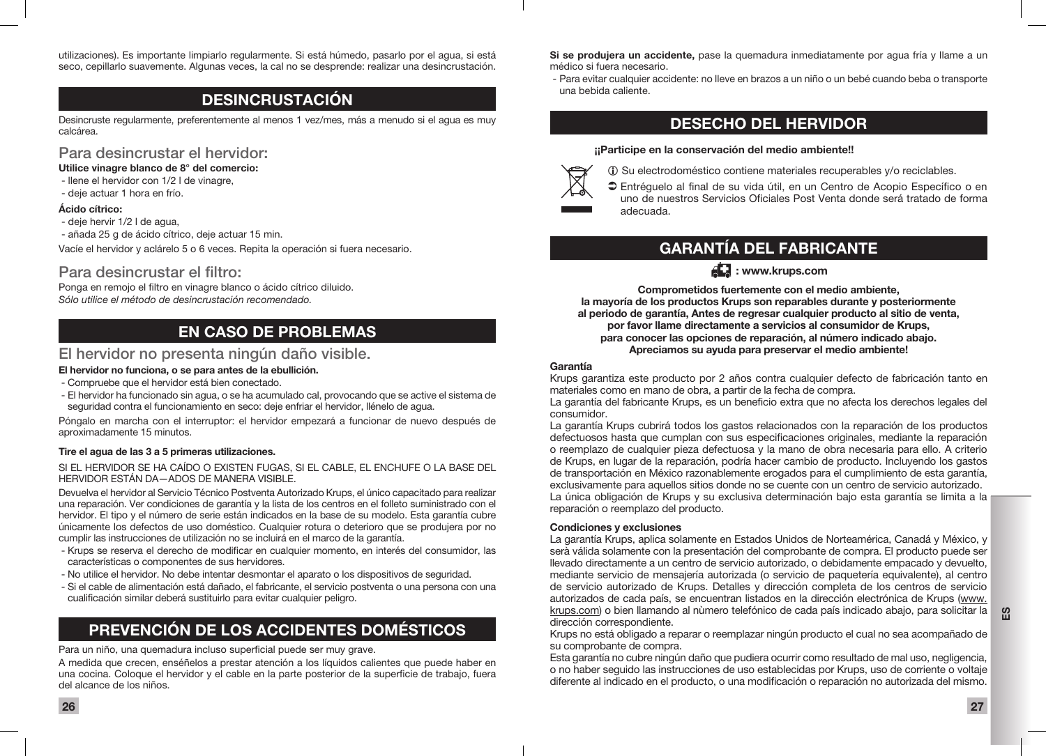utilizaciones). Es importante limpiarlo regularmente. Si está húmedo, pasarlo por el agua, si está seco, cepillarlo suavemente. Algunas veces, la cal no se desprende: realizar una desincrustación.

## DESINCRUSTACIÓN

Desincruste regularmente, preferentemente al menos 1 vez/mes, más a menudo si el agua es muy calcárea.

### Para desincrustar el hervidor:

**Utilice vinagre blanco de 8° del comercio:**

- llene el hervidor con 1/2 l de vinagre,
- deje actuar 1 hora en frío.

**Ácido cítrico:**

- deje hervir 1/2 l de agua,
- añada 25 g de ácido cítrico, deje actuar 15 min.

Vacíe el hervidor y aclárelo 5 o 6 veces. Repita la operación si fuera necesario.

### Para desincrustar el filtro:

Ponga en remojo el filtro en vinagre blanco o ácido cítrico diluido.

*Sólo utilice el método de desincrustación recomendado.*

## EN CASO DE PROBLEMAS

### El hervidor no presenta ningún daño visible.

**El hervidor no funciona, o se para antes de la ebullición.**

- Compruebe que el hervidor está bien conectado.
- El hervidor ha funcionado sin agua, o se ha acumulado cal, provocando que se active el sistema de seguridad contra el funcionamiento en seco: deje enfriar el hervidor, llénelo de agua.

Póngalo en marcha con el interruptor: el hervidor empezará a funcionar de nuevo después de aproximadamente 15 minutos.

**Tire el agua de las 3 a 5 primeras utilizaciones.**

SI EL HERVIDOR SE HA CAÍDO O EXISTEN FUGAS, SI EL CABLE, EL ENCHUFE O LA BASE DEL HERVIDOR ESTÁN DA—ADOS DE MANERA VISIBLE.

Devuelva el hervidor al Servicio Técnico Postventa Autorizado Krups, el único capacitado para realizar una reparación. Ver condiciones de garantía y la lista de los centros en el folleto suministrado con el hervidor. El tipo y el número de serie están indicados en la base de su modelo. Esta garantía cubre únicamente los defectos de uso doméstico. Cualquier rotura o deterioro que se produjera por no cumplir las instrucciones de utilización no se incluirá en el marco de la garantía.

- Krups se reserva el derecho de modificar en cualquier momento, en interés del consumidor, las características o componentes de sus hervidores.
- No utilice el hervidor. No debe intentar desmontar el aparato o los dispositivos de seguridad.
- Si el cable de alimentación está dañado, el fabricante, el servicio postventa o una persona con una cualificación similar deberá sustituirlo para evitar cualquier peligro.

## PREVENCIÓN DE LOS ACCIDENTES DOMÉSTICOS

Para un niño, una quemadura incluso superficial puede ser muy grave.

A medida que crecen, enséñelos a prestar atención a los líquidos calientes que puede haber en una cocina. Coloque el hervidor y el cable en la parte posterior de la superficie de trabajo, fuera del alcance de los niños.

**Si se produjera un accidente,** pase la quemadura inmediatamente por agua fría y llame a un médico si fuera necesario.

- Para evitar cualquier accidente: no lleve en brazos a un niño o un bebé cuando beba o transporte una bebida caliente.

## DESECHO DEL HERVIDOR

**¡¡Participe en la conservación del medio ambiente!!**

ⓘ Su electrodoméstico contiene materiales recuperables y/o reciclables.

➲ Entréguelo al final de su vida útil, en un Centro de Acopio Específico o en uno de nuestros Servicios Oficiales Post Venta donde será tratado de forma adecuada.

## GARANTÍA DEL FABRICANTE

**: www.krups.com**

**Comprometidos fuertemente con el medio ambiente, la mayoría de los productos Krups son reparables durante y posteriormente al periodo de garantía, Antes de regresar cualquier producto al sitio de venta, por favor llame directamente a servicios al consumidor de Krups, para conocer las opciones de reparación, al número indicado abajo. Apreciamos su ayuda para preservar el medio ambiente!**

**Garantía**

Krups garantiza este producto por 2 años contra cualquier defecto de fabricación tanto en materiales como en mano de obra, a partir de la fecha de compra.

La garantía del fabricante Krups, es un beneficio extra que no afecta los derechos legales del consumidor.

La garantía Krups cubrirá todos los gastos relacionados con la reparación de los productos defectuosos hasta que cumplan con sus especificaciones originales, mediante la reparación o reemplazo de cualquier pieza defectuosa y la mano de obra necesaria para ello. A criterio de Krups, en lugar de la reparación, podría hacer cambio de producto. Incluyendo los gastos de transportación en México razonablemente erogados para el cumplimiento de esta garantía, exclusivamente para aquellos sitios donde no se cuente con un centro de servicio autorizado.

La única obligación de Krups y su exclusiva determinación bajo esta garantía se limita a la reparación o reemplazo del producto.

**Condiciones y exclusiones**

La garantía Krups, aplica solamente en Estados Unidos de Norteamérica, Canadá y México, y será válida solamente con la presentación del comprobante de compra. El producto puede ser llevado directamente a un centro de servicio autorizado, o debidamente empacado y devuelto, mediante servicio de mensajería autorizada (o servicio de paquetería equivalente), al centro de servicio autorizado de Krups. Detalles y dirección completa de los centros de servicio autorizados de cada país, se encuentran listados en la dirección electrónica de Krups (www.krups.com) o bien llamando al nùmero telefónico de cada país indicado abajo, para solicitar la dirección correspondiente.

Krups no está obligado a reparar o reemplazar ningún producto el cual no sea acompañado de su comprobante de compra.

Esta garantía no cubre ningún daño que pudiera ocurrir como resultado de mal uso, negligencia, o no haber seguido las instrucciones de uso establecidas por Krups, uso de corriente o voltaje diferente al indicado en el producto, o una modificación o reparación no autorizada del mismo.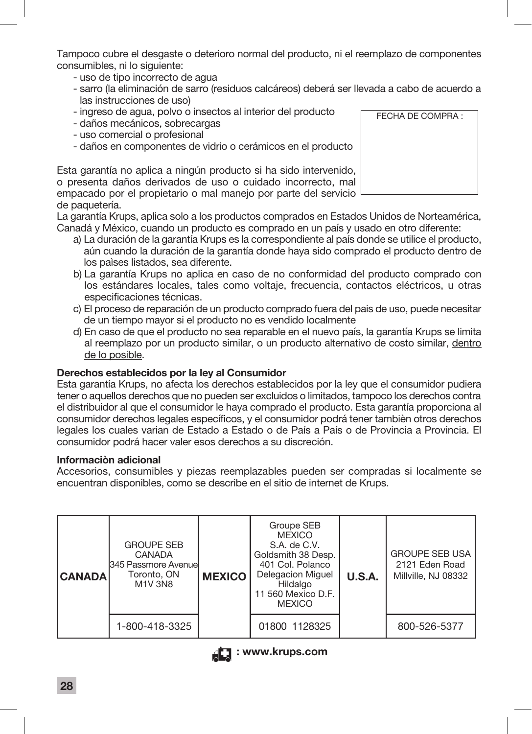Tampoco cubre el desgaste o deterioro normal del producto, ni el reemplazo de componentes consumibles, ni lo siguiente:

- uso de tipo incorrecto de agua
- sarro (la eliminación de sarro (residuos calcáreos) deberá ser llevada a cabo de acuerdo a las instrucciones de uso)
- ingreso de agua, polvo o insectos al interior del producto
- daños mecánicos, sobrecargas
- uso comercial o profesional
- daños en componentes de vidrio o cerámicos en el producto

| FECHA DE COMPRA : |
|---|
| |

Esta garantía no aplica a ningún producto si ha sido intervenido, o presenta daños derivados de uso o cuidado incorrecto, mal empacado por el propietario o mal manejo por parte del servicio de paquetería.

La garantía Krups, aplica solo a los productos comprados en Estados Unidos de Norteamérica, Canadá y México, cuando un producto es comprado en un país y usado en otro diferente:

a) La duración de la garantía Krups es la correspondiente al país donde se utilice el producto, aún cuando la duración de la garantía donde haya sido comprado el producto dentro de los paìses listados, sea diferente.

b) La garantía Krups no aplica en caso de no conformidad del producto comprado con los estándares locales, tales como voltaje, frecuencia, contactos eléctricos, u otras especificaciones técnicas.

c) El proceso de reparación de un producto comprado fuera del pais de uso, puede necesitar de un tiempo mayor si el producto no es vendido localmente

d) En caso de que el producto no sea reparable en el nuevo país, la garantía Krups se limita al reemplazo por un producto similar, o un producto alternativo de costo similar, dentro de lo posible.

**Derechos establecidos por la ley al Consumidor**

Esta garantía Krups, no afecta los derechos establecidos por la ley que el consumidor pudiera tener o aquellos derechos que no pueden ser excluidos o limitados, tampoco los derechos contra el distribuidor al que el consumidor le haya comprado el producto. Esta garantía proporciona al consumidor derechos legales específicos, y el consumidor podrá tener tambièn otros derechos legales los cuales varian de Estado a Estado o de País a País o de Provincia a Provincia. El consumidor podrá hacer valer esos derechos a su discreción.

**Informaciòn adicional**

Accesorios, consumibles y piezas reemplazables pueden ser compradas si localmente se encuentran disponibles, como se describe en el sitio de internet de Krups.

| | | | | | |
|---|---|---|---|---|---|
| **CANADA** | GROUPE SEB CANADA 345 Passmore Avenue Toronto, ON M1V 3N8 | **MEXICO** | Groupe SEB MEXICO S.A. de C.V. Goldsmith 38 Desp. 401 Col. Polanco Delegacion Miguel Hildalgo 11 560 Mexico D.F. MEXICO | **U.S.A.** | GROUPE SEB USA 2121 Eden Road Millville, NJ 08332 |
| | 1-800-418-3325 | | 01800 1128325 | | 800-526-5377 |

**: www.krups.com**